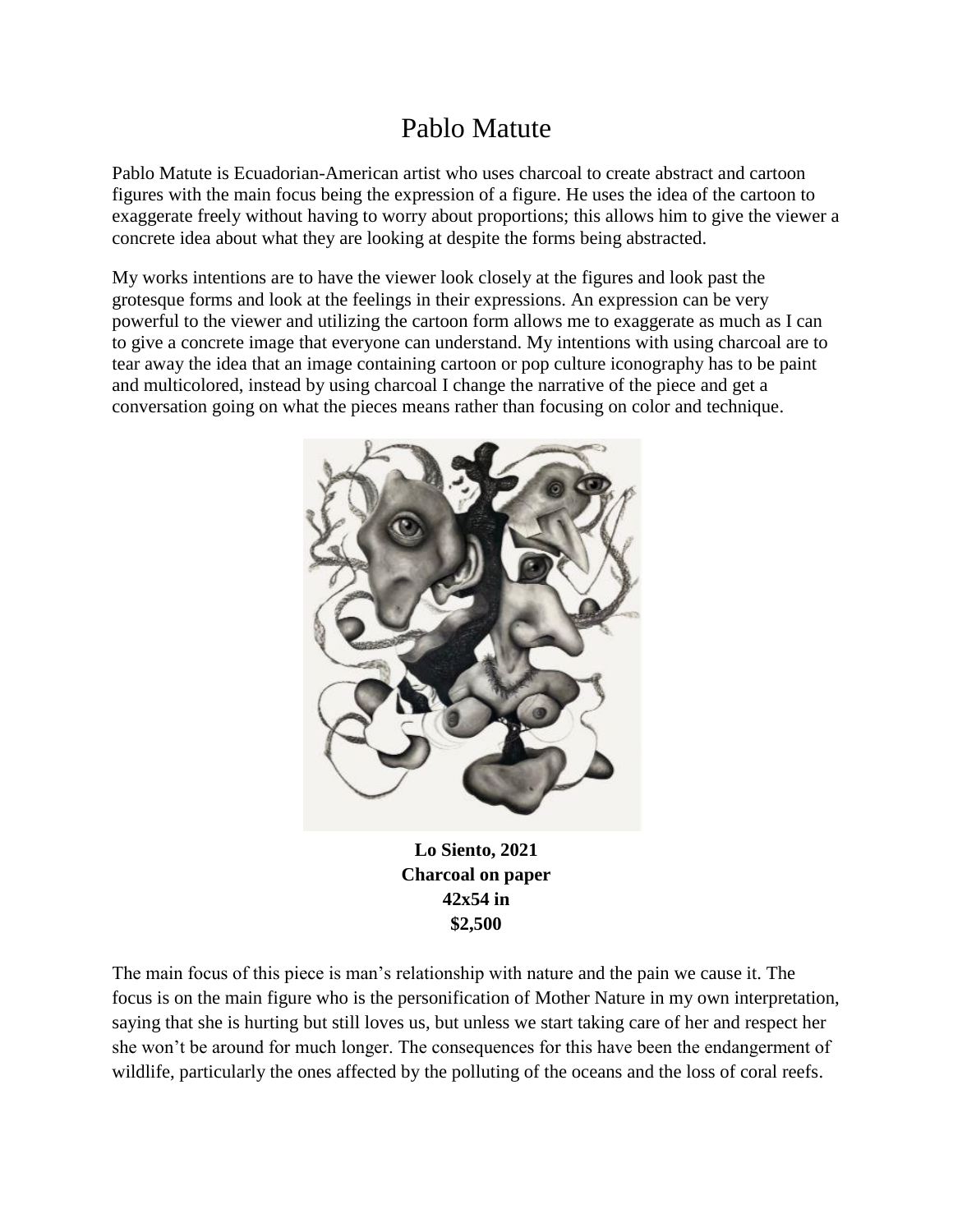# Pablo Matute

Pablo Matute is Ecuadorian-American artist who uses charcoal to create abstract and cartoon figures with the main focus being the expression of a figure. He uses the idea of the cartoon to exaggerate freely without having to worry about proportions; this allows him to give the viewer a concrete idea about what they are looking at despite the forms being abstracted.

My works intentions are to have the viewer look closely at the figures and look past the grotesque forms and look at the feelings in their expressions. An expression can be very powerful to the viewer and utilizing the cartoon form allows me to exaggerate as much as I can to give a concrete image that everyone can understand. My intentions with using charcoal are to tear away the idea that an image containing cartoon or pop culture iconography has to be paint and multicolored, instead by using charcoal I change the narrative of the piece and get a conversation going on what the pieces means rather than focusing on color and technique.

**Lo Siento, 2021**
**Charcoal on paper**
**42x54 in**
**$2,500**

The main focus of this piece is man's relationship with nature and the pain we cause it. The focus is on the main figure who is the personification of Mother Nature in my own interpretation, saying that she is hurting but still loves us, but unless we start taking care of her and respect her she won't be around for much longer. The consequences for this have been the endangerment of wildlife, particularly the ones affected by the polluting of the oceans and the loss of coral reefs.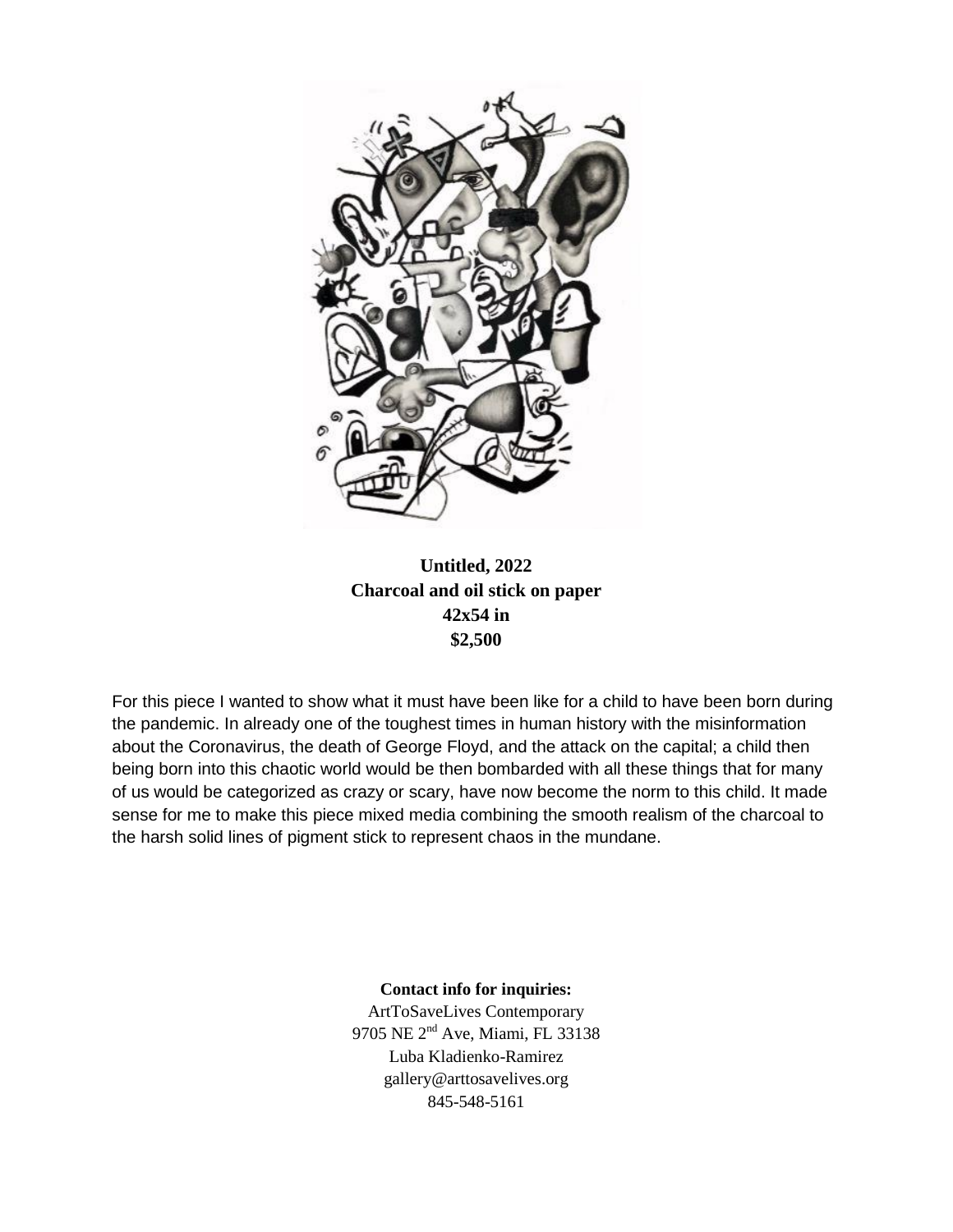**Untitled, 2022**
**Charcoal and oil stick on paper**
**42x54 in**
**$2,500**

For this piece I wanted to show what it must have been like for a child to have been born during the pandemic. In already one of the toughest times in human history with the misinformation about the Coronavirus, the death of George Floyd, and the attack on the capital; a child then being born into this chaotic world would be then bombarded with all these things that for many of us would be categorized as crazy or scary, have now become the norm to this child. It made sense for me to make this piece mixed media combining the smooth realism of the charcoal to the harsh solid lines of pigment stick to represent chaos in the mundane.

**Contact info for inquiries:**
ArtToSaveLives Contemporary
9705 NE 2nd Ave, Miami, FL 33138
Luba Kladienko-Ramirez
gallery@arttosavelives.org
845-548-5161